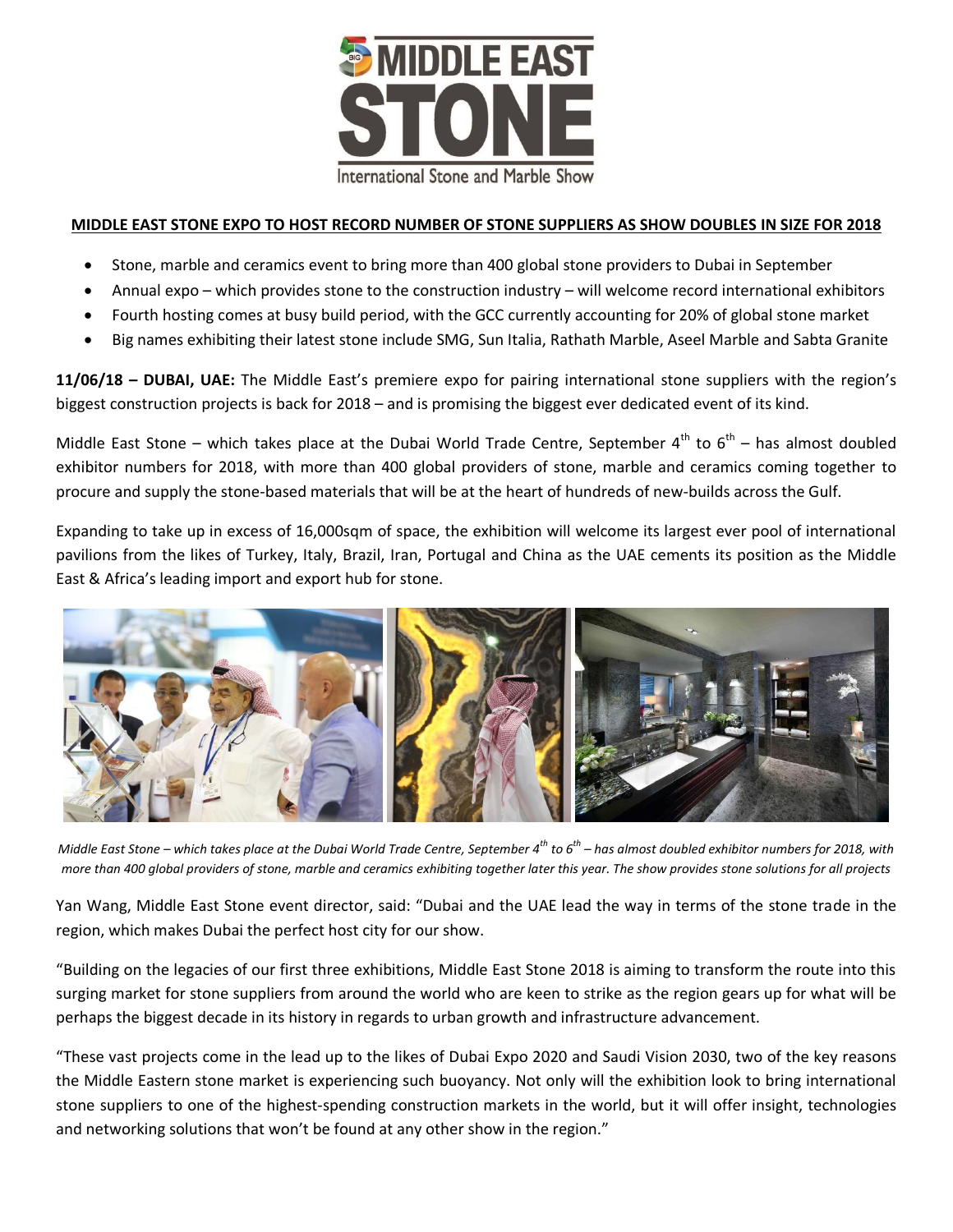**MIDDLE EAST STONE EXPO TO HOST RECORD NUMBER OF STONE SUPPLIERS AS SHOW DOUBLES IN SIZE FOR 2018**

- Stone, marble and ceramics event to bring more than 400 global stone providers to Dubai in September
- Annual expo – which provides stone to the construction industry – will welcome record international exhibitors
- Fourth hosting comes at busy build period, with the GCC currently accounting for 20% of global stone market
- Big names exhibiting their latest stone include SMG, Sun Italia, Rathath Marble, Aseel Marble and Sabta Granite

**11/06/18 – DUBAI, UAE:** The Middle East's premiere expo for pairing international stone suppliers with the region's biggest construction projects is back for 2018 – and is promising the biggest ever dedicated event of its kind.

Middle East Stone – which takes place at the Dubai World Trade Centre, September 4th to 6th – has almost doubled exhibitor numbers for 2018, with more than 400 global providers of stone, marble and ceramics coming together to procure and supply the stone-based materials that will be at the heart of hundreds of new-builds across the Gulf.

Expanding to take up in excess of 16,000sqm of space, the exhibition will welcome its largest ever pool of international pavilions from the likes of Turkey, Italy, Brazil, Iran, Portugal and China as the UAE cements its position as the Middle East & Africa's leading import and export hub for stone.

*Middle East Stone – which takes place at the Dubai World Trade Centre, September 4th to 6th – has almost doubled exhibitor numbers for 2018, with more than 400 global providers of stone, marble and ceramics exhibiting together later this year. The show provides stone solutions for all projects*

Yan Wang, Middle East Stone event director, said: "Dubai and the UAE lead the way in terms of the stone trade in the region, which makes Dubai the perfect host city for our show.

"Building on the legacies of our first three exhibitions, Middle East Stone 2018 is aiming to transform the route into this surging market for stone suppliers from around the world who are keen to strike as the region gears up for what will be perhaps the biggest decade in its history in regards to urban growth and infrastructure advancement.

"These vast projects come in the lead up to the likes of Dubai Expo 2020 and Saudi Vision 2030, two of the key reasons the Middle Eastern stone market is experiencing such buoyancy. Not only will the exhibition look to bring international stone suppliers to one of the highest-spending construction markets in the world, but it will offer insight, technologies and networking solutions that won't be found at any other show in the region."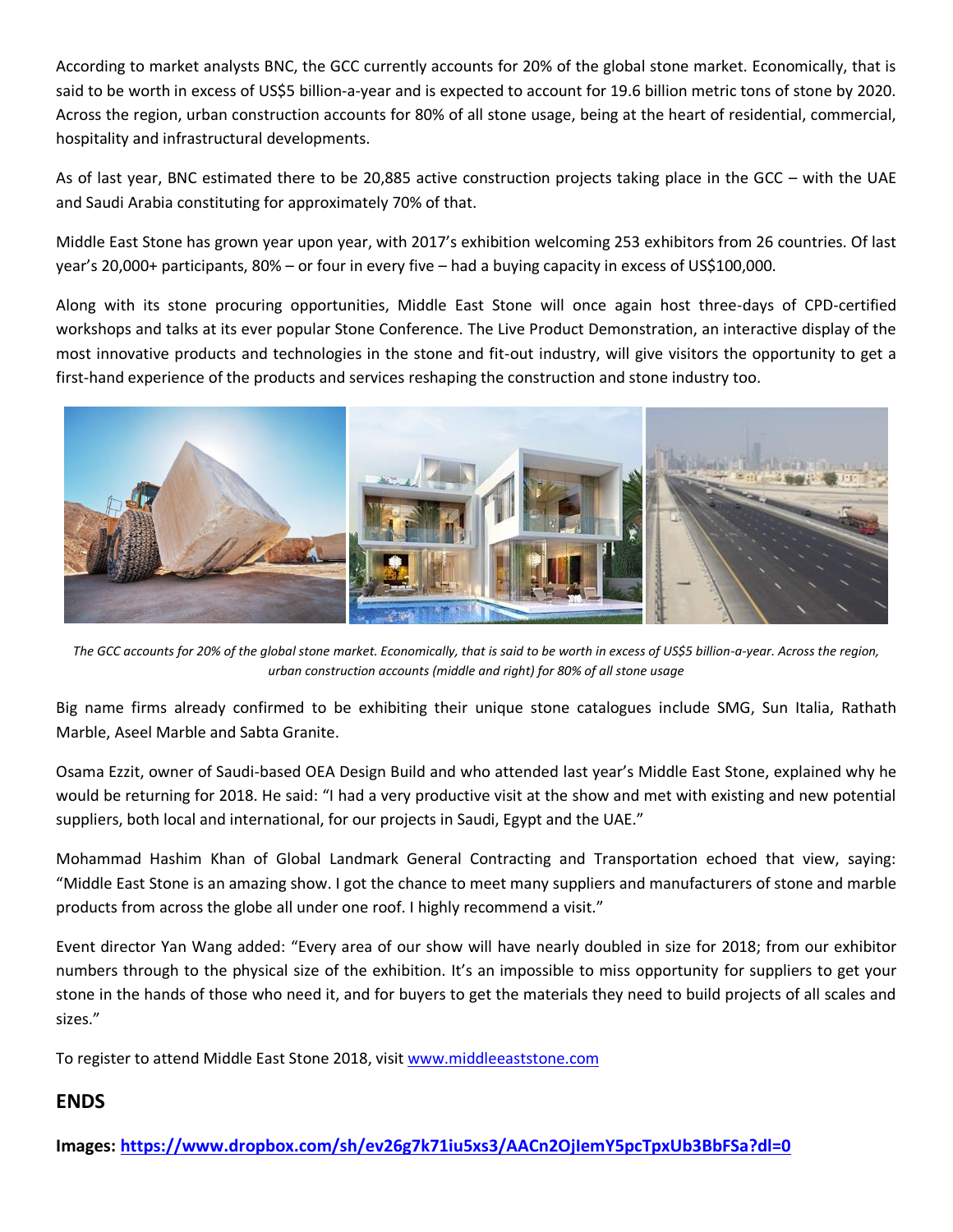According to market analysts BNC, the GCC currently accounts for 20% of the global stone market. Economically, that is said to be worth in excess of US$5 billion-a-year and is expected to account for 19.6 billion metric tons of stone by 2020. Across the region, urban construction accounts for 80% of all stone usage, being at the heart of residential, commercial, hospitality and infrastructural developments.

As of last year, BNC estimated there to be 20,885 active construction projects taking place in the GCC – with the UAE and Saudi Arabia constituting for approximately 70% of that.

Middle East Stone has grown year upon year, with 2017's exhibition welcoming 253 exhibitors from 26 countries. Of last year's 20,000+ participants, 80% – or four in every five – had a buying capacity in excess of US$100,000.

Along with its stone procuring opportunities, Middle East Stone will once again host three-days of CPD-certified workshops and talks at its ever popular Stone Conference. The Live Product Demonstration, an interactive display of the most innovative products and technologies in the stone and fit-out industry, will give visitors the opportunity to get a first-hand experience of the products and services reshaping the construction and stone industry too.

*The GCC accounts for 20% of the global stone market. Economically, that is said to be worth in excess of US$5 billion-a-year. Across the region, urban construction accounts (middle and right) for 80% of all stone usage*

Big name firms already confirmed to be exhibiting their unique stone catalogues include SMG, Sun Italia, Rathath Marble, Aseel Marble and Sabta Granite.

Osama Ezzit, owner of Saudi-based OEA Design Build and who attended last year's Middle East Stone, explained why he would be returning for 2018. He said: "I had a very productive visit at the show and met with existing and new potential suppliers, both local and international, for our projects in Saudi, Egypt and the UAE."

Mohammad Hashim Khan of Global Landmark General Contracting and Transportation echoed that view, saying: "Middle East Stone is an amazing show. I got the chance to meet many suppliers and manufacturers of stone and marble products from across the globe all under one roof. I highly recommend a visit."

Event director Yan Wang added: "Every area of our show will have nearly doubled in size for 2018; from our exhibitor numbers through to the physical size of the exhibition. It's an impossible to miss opportunity for suppliers to get your stone in the hands of those who need it, and for buyers to get the materials they need to build projects of all scales and sizes."

To register to attend Middle East Stone 2018, visit www.middleeaststone.com

## ENDS

**Images: https://www.dropbox.com/sh/ev26g7k71iu5xs3/AACn2OjIemY5pcTpxUb3BbFSa?dl=0**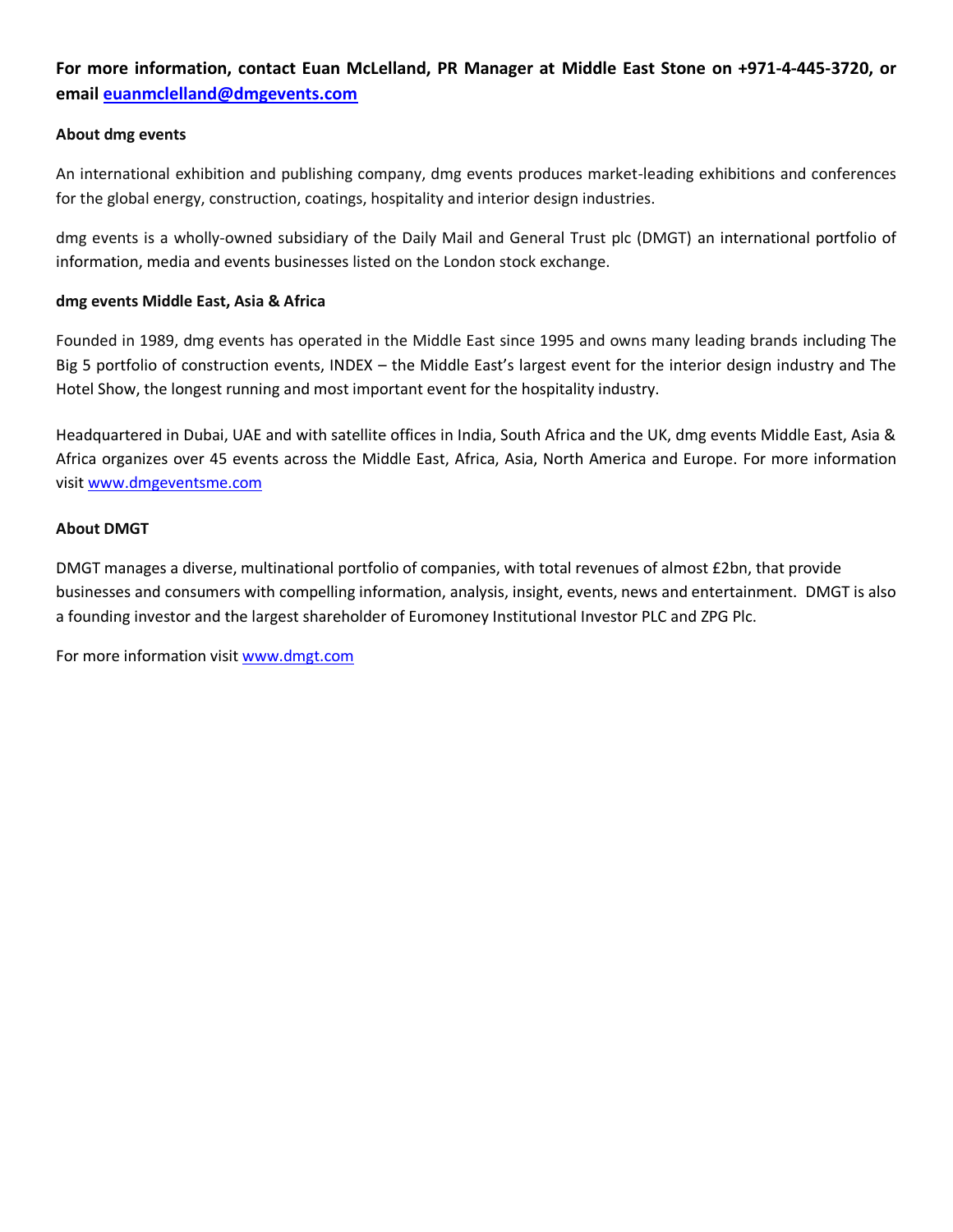**For more information, contact Euan McLelland, PR Manager at Middle East Stone on +971-4-445-3720, or email [euanmclelland@dmgevents.com](mailto:euanmclelland@dmgevents.com)**

**About dmg events**

An international exhibition and publishing company, dmg events produces market-leading exhibitions and conferences for the global energy, construction, coatings, hospitality and interior design industries.

dmg events is a wholly-owned subsidiary of the Daily Mail and General Trust plc (DMGT) an international portfolio of information, media and events businesses listed on the London stock exchange.

**dmg events Middle East, Asia & Africa**

Founded in 1989, dmg events has operated in the Middle East since 1995 and owns many leading brands including The Big 5 portfolio of construction events, INDEX – the Middle East's largest event for the interior design industry and The Hotel Show, the longest running and most important event for the hospitality industry.

Headquartered in Dubai, UAE and with satellite offices in India, South Africa and the UK, dmg events Middle East, Asia & Africa organizes over 45 events across the Middle East, Africa, Asia, North America and Europe. For more information visit [www.dmgeventsme.com](http://www.dmgeventsme.com)

**About DMGT**

DMGT manages a diverse, multinational portfolio of companies, with total revenues of almost £2bn, that provide businesses and consumers with compelling information, analysis, insight, events, news and entertainment. DMGT is also a founding investor and the largest shareholder of Euromoney Institutional Investor PLC and ZPG Plc.

For more information visit [www.dmgt.com](http://www.dmgt.com)